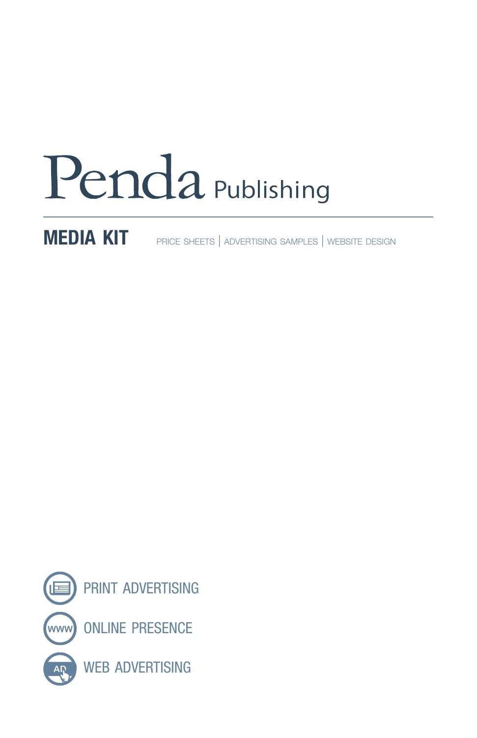# Penda Publishing

## MEDIA KIT

PRICE SHEETS | ADVERTISING SAMPLES | WEBSITE DESIGN

- PRINT ADVERTISING
- ONLINE PRESENCE
- WEB ADVERTISING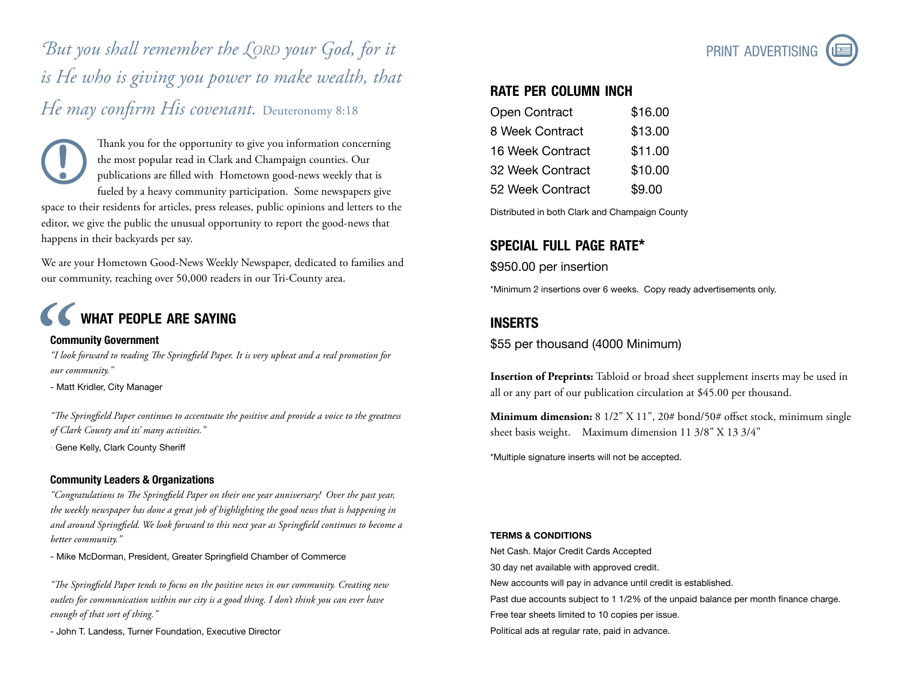*But you shall remember the LORD your God, for it is He who is giving you power to make wealth, that He may confirm His covenant.* Deuteronomy 8:18

Thank you for the opportunity to give you information concerning the most popular read in Clark and Champaign counties. Our publications are filled with Hometown good-news weekly that is fueled by a heavy community participation. Some newspapers give space to their residents for articles, press releases, public opinions and letters to the editor, we give the public the unusual opportunity to report the good-news that happens in their backyards per say.

We are your Hometown Good-News Weekly Newspaper, dedicated to families and our community, reaching over 50,000 readers in our Tri-County area.

## WHAT PEOPLE ARE SAYING

### Community Government

*"I look forward to reading The Springfield Paper. It is very upbeat and a real promotion for our community."*

- Matt Kridler, City Manager

*"The Springfield Paper continues to accentuate the positive and provide a voice to the greatness of Clark County and its' many activities."*

- Gene Kelly, Clark County Sheriff

### Community Leaders & Organizations

*"Congratulations to The Springfield Paper on their one year anniversary! Over the past year, the weekly newspaper has done a great job of highlighting the good news that is happening in and around Springfield. We look forward to this next year as Springfield continues to become a better community."*

- Mike McDorman, President, Greater Springfield Chamber of Commerce

*"The Springfield Paper tends to focus on the positive news in our community. Creating new outlets for communication within our city is a good thing. I don't think you can ever have enough of that sort of thing."*

- John T. Landess, Turner Foundation, Executive Director

# PRINT ADVERTISING

## RATE PER COLUMN INCH

| | |
|---|---|
| Open Contract | $16.00 |
| 8 Week Contract | $13.00 |
| 16 Week Contract | $11.00 |
| 32 Week Contract | $10.00 |
| 52 Week Contract | $9.00 |

Distributed in both Clark and Champaign County

## SPECIAL FULL PAGE RATE*

$950.00 per insertion

*Minimum 2 insertions over 6 weeks. Copy ready advertisements only.

## INSERTS

$55 per thousand (4000 Minimum)

**Insertion of Preprints:** Tabloid or broad sheet supplement inserts may be used in all or any part of our publication circulation at $45.00 per thousand.

**Minimum dimension:** 8 1/2" X 11", 20# bond/50# offset stock, minimum single sheet basis weight. Maximum dimension 11 3/8" X 13 3/4"

*Multiple signature inserts will not be accepted.

**TERMS & CONDITIONS**

Net Cash. Major Credit Cards Accepted

30 day net available with approved credit.

New accounts will pay in advance until credit is established.

Past due accounts subject to 1 1/2% of the unpaid balance per month finance charge.

Free tear sheets limited to 10 copies per issue.

Political ads at regular rate, paid in advance.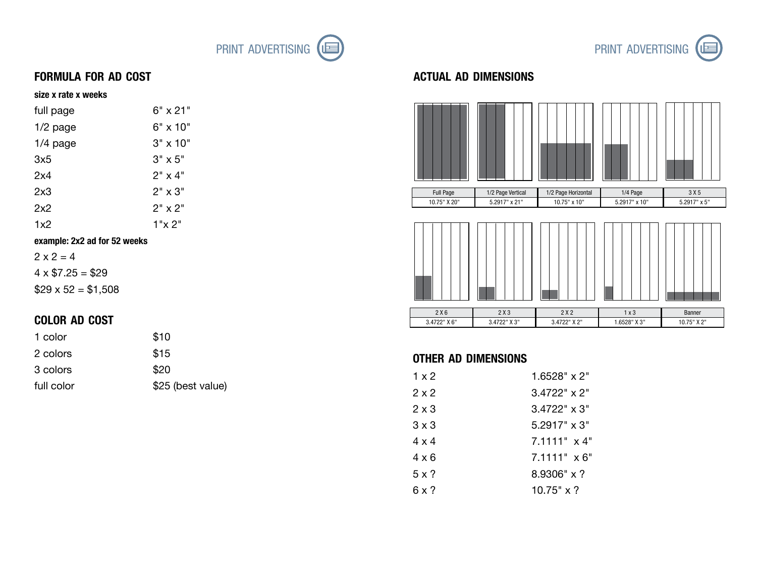## FORMULA FOR AD COST

**size x rate x weeks**

| | |
|---|---|
| full page | 6" x 21" |
| 1/2 page | 6" x 10" |
| 1/4 page | 3" x 10" |
| 3x5 | 3" x 5" |
| 2x4 | 2" x 4" |
| 2x3 | 2" x 3" |
| 2x2 | 2" x 2" |
| 1x2 | 1"x 2" |

**example: 2x2 ad for 52 weeks**

2 x 2 = 4

4 x $7.25 = $29

$29 x 52 = $1,508

## COLOR AD COST

| | |
|---|---|
| 1 color | $10 |
| 2 colors | $15 |
| 3 colors | $20 |
| full color | $25 (best value) |

## ACTUAL AD DIMENSIONS

| Full Page | 1/2 Page Vertical | 1/2 Page Horizontal | 1/4 Page | 3 X 5 |
|---|---|---|---|---|
| 10.75" X 20" | 5.2917" x 21" | 10.75" x 10" | 5.2917" x 10" | 5.2917" x 5" |

| 2 X 6 | 2 X 3 | 2 X 2 | 1 x 3 | Banner |
|---|---|---|---|---|
| 3.4722" X 6" | 3.4722" X 3" | 3.4722" X 2" | 1.6528" X 3" | 10.75" X 2" |

## OTHER AD DIMENSIONS

| | |
|---|---|
| 1 x 2 | 1.6528" x 2" |
| 2 x 2 | 3.4722" x 2" |
| 2 x 3 | 3.4722" x 3" |
| 3 x 3 | 5.2917" x 3" |
| 4 x 4 | 7.1111" x 4" |
| 4 x 6 | 7.1111" x 6" |
| 5 x ? | 8.9306" x ? |
| 6 x ? | 10.75" x ? |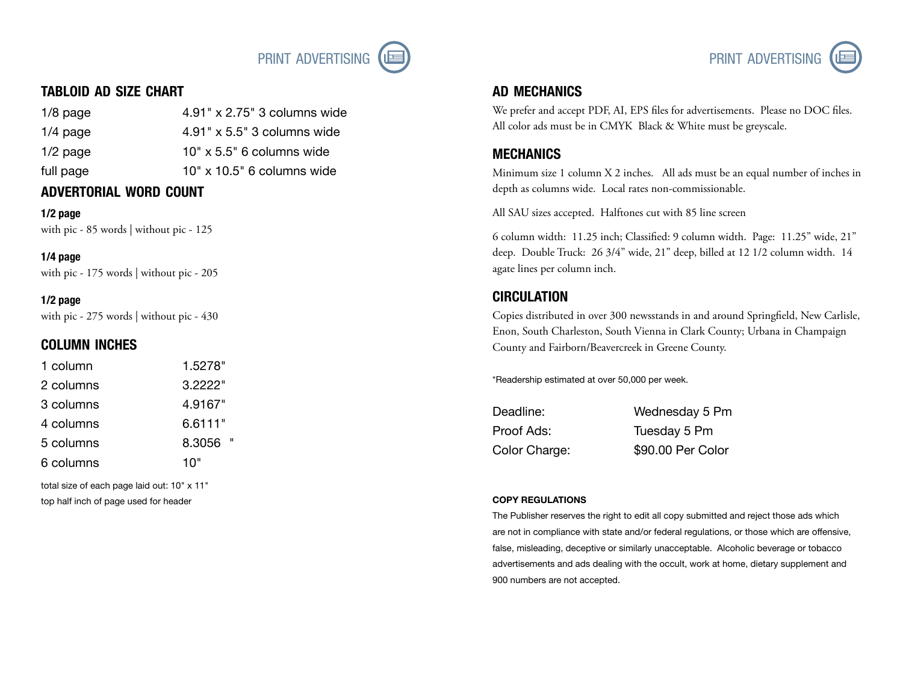## TABLOID AD SIZE CHART

| | |
|---|---|
| 1/8 page | 4.91" x 2.75" 3 columns wide |
| 1/4 page | 4.91" x 5.5" 3 columns wide |
| 1/2 page | 10" x 5.5" 6 columns wide |
| full page | 10" x 10.5" 6 columns wide |

## ADVERTORIAL WORD COUNT

**1/2 page**
with pic - 85 words | without pic - 125

**1/4 page**
with pic - 175 words | without pic - 205

**1/2 page**
with pic - 275 words | without pic - 430

## COLUMN INCHES

| | |
|---|---|
| 1 column | 1.5278" |
| 2 columns | 3.2222" |
| 3 columns | 4.9167" |
| 4 columns | 6.6111" |
| 5 columns | 8.3056 " |
| 6 columns | 10" |

total size of each page laid out: 10" x 11"
top half inch of page used for header

## AD MECHANICS

We prefer and accept PDF, AI, EPS files for advertisements. Please no DOC files. All color ads must be in CMYK Black & White must be greyscale.

## MECHANICS

Minimum size 1 column X 2 inches. All ads must be an equal number of inches in depth as columns wide. Local rates non-commissionable.

All SAU sizes accepted. Halftones cut with 85 line screen

6 column width: 11.25 inch; Classified: 9 column width. Page: 11.25" wide, 21" deep. Double Truck: 26 3/4" wide, 21" deep, billed at 12 1/2 column width. 14 agate lines per column inch.

## CIRCULATION

Copies distributed in over 300 newsstands in and around Springfield, New Carlisle, Enon, South Charleston, South Vienna in Clark County; Urbana in Champaign County and Fairborn/Beavercreek in Greene County.

*Readership estimated at over 50,000 per week.

| | |
|---|---|
| Deadline: | Wednesday 5 Pm |
| Proof Ads: | Tuesday 5 Pm |
| Color Charge: | $90.00 Per Color |

**COPY REGULATIONS**

The Publisher reserves the right to edit all copy submitted and reject those ads which are not in compliance with state and/or federal regulations, or those which are offensive, false, misleading, deceptive or similarly unacceptable. Alcoholic beverage or tobacco advertisements and ads dealing with the occult, work at home, dietary supplement and 900 numbers are not accepted.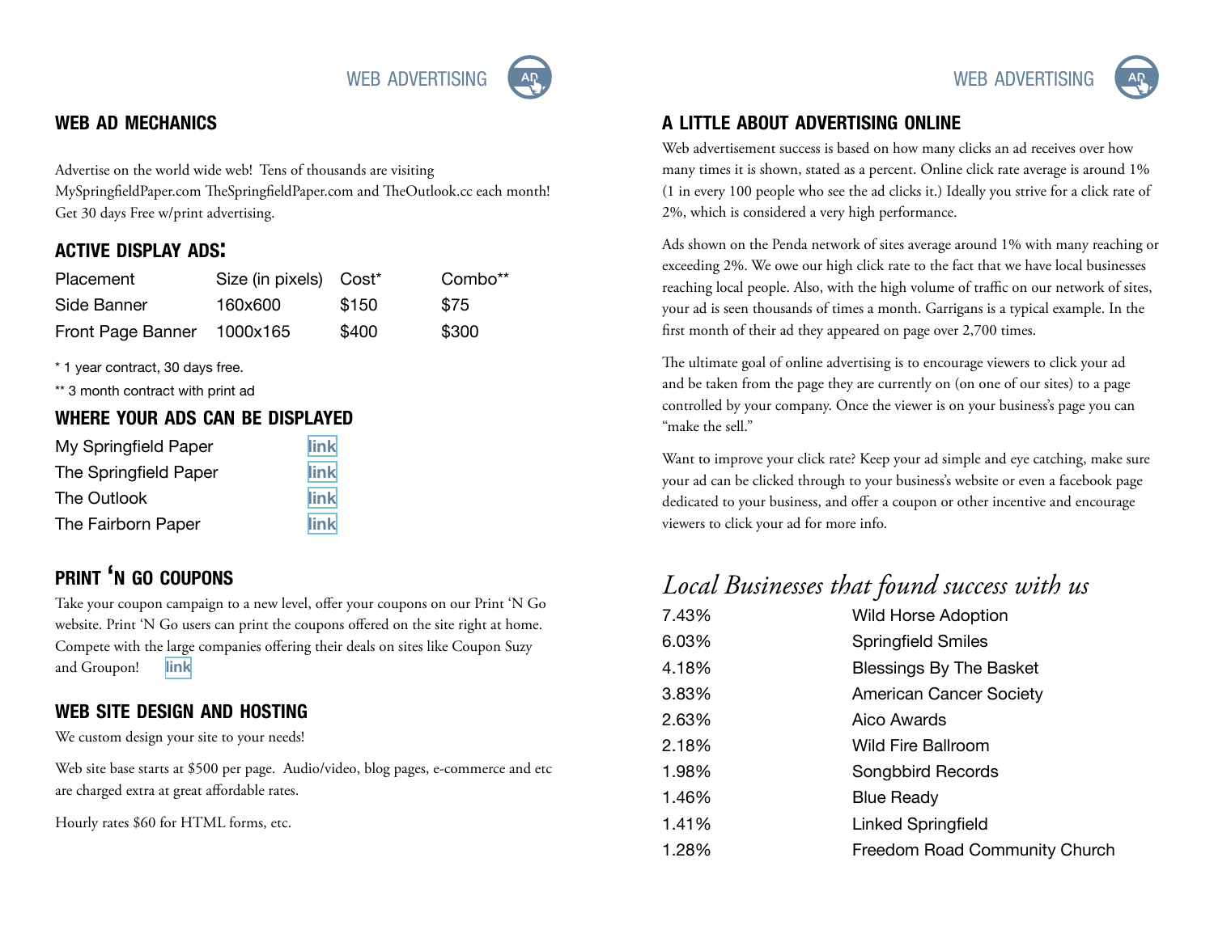## WEB AD MECHANICS

Advertise on the world wide web! Tens of thousands are visiting MySpringfieldPaper.com TheSpringfieldPaper.com and TheOutlook.cc each month! Get 30 days Free w/print advertising.

### ACTIVE DISPLAY ADS:

| Placement | Size (in pixels) | Cost* | Combo** |
|---|---|---|---|
| Side Banner | 160x600 | $150 | $75 |
| Front Page Banner | 1000x165 | $400 | $300 |

* 1 year contract, 30 days free.

** 3 month contract with print ad

### WHERE YOUR ADS CAN BE DISPLAYED

| | |
|---|---|
| My Springfield Paper | link |
| The Springfield Paper | link |
| The Outlook | link |
| The Fairborn Paper | link |

### PRINT ‘N GO COUPONS

Take your coupon campaign to a new level, offer your coupons on our Print ‘N Go website. Print ‘N Go users can print the coupons offered on the site right at home. Compete with the large companies offering their deals on sites like Coupon Suzy and Groupon! link

### WEB SITE DESIGN AND HOSTING

We custom design your site to your needs!

Web site base starts at $500 per page. Audio/video, blog pages, e-commerce and etc are charged extra at great affordable rates.

Hourly rates $60 for HTML forms, etc.

## A LITTLE ABOUT ADVERTISING ONLINE

Web advertisement success is based on how many clicks an ad receives over how many times it is shown, stated as a percent. Online click rate average is around 1% (1 in every 100 people who see the ad clicks it.) Ideally you strive for a click rate of 2%, which is considered a very high performance.

Ads shown on the Penda network of sites average around 1% with many reaching or exceeding 2%. We owe our high click rate to the fact that we have local businesses reaching local people. Also, with the high volume of traffic on our network of sites, your ad is seen thousands of times a month. Garrigans is a typical example. In the first month of their ad they appeared on page over 2,700 times.

The ultimate goal of online advertising is to encourage viewers to click your ad and be taken from the page they are currently on (on one of our sites) to a page controlled by your company. Once the viewer is on your business's page you can “make the sell.”

Want to improve your click rate? Keep your ad simple and eye catching, make sure your ad can be clicked through to your business's website or even a facebook page dedicated to your business, and offer a coupon or other incentive and encourage viewers to click your ad for more info.

### *Local Businesses that found success with us*

| | |
|---|---|
| 7.43% | Wild Horse Adoption |
| 6.03% | Springfield Smiles |
| 4.18% | Blessings By The Basket |
| 3.83% | American Cancer Society |
| 2.63% | Aico Awards |
| 2.18% | Wild Fire Ballroom |
| 1.98% | Songbird Records |
| 1.46% | Blue Ready |
| 1.41% | Linked Springfield |
| 1.28% | Freedom Road Community Church |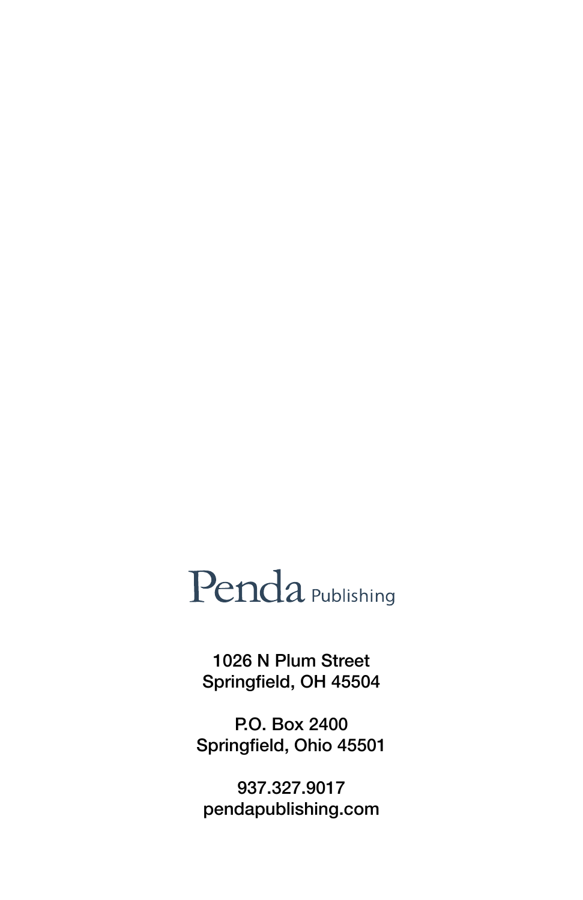Penda Publishing

1026 N Plum Street
Springfield, OH 45504

P.O. Box 2400
Springfield, Ohio 45501

937.327.9017
pendapublishing.com